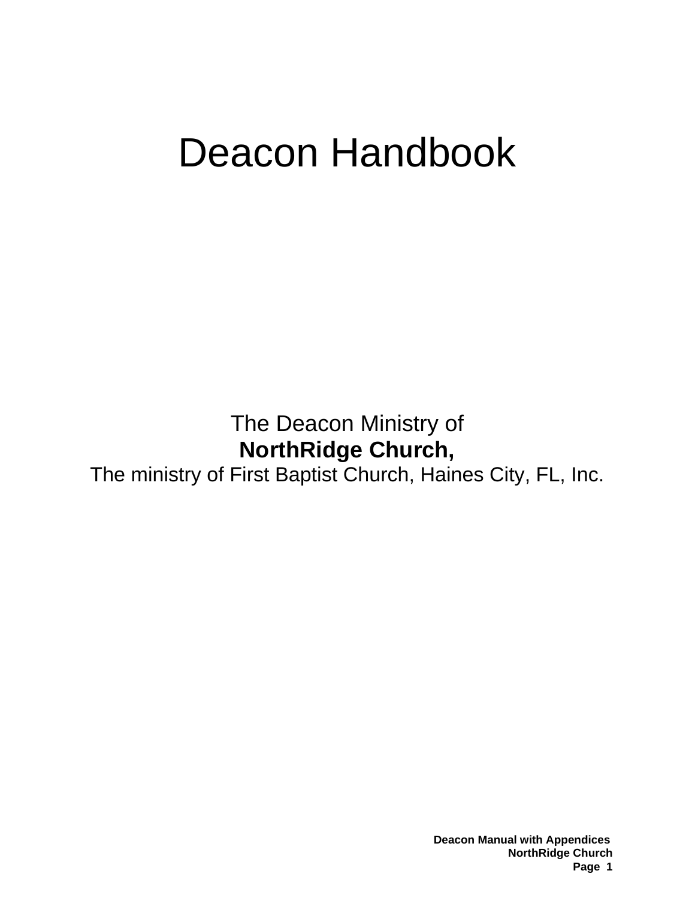# Deacon Handbook

The Deacon Ministry of

**NorthRidge Church,**

The ministry of First Baptist Church, Haines City, FL, Inc.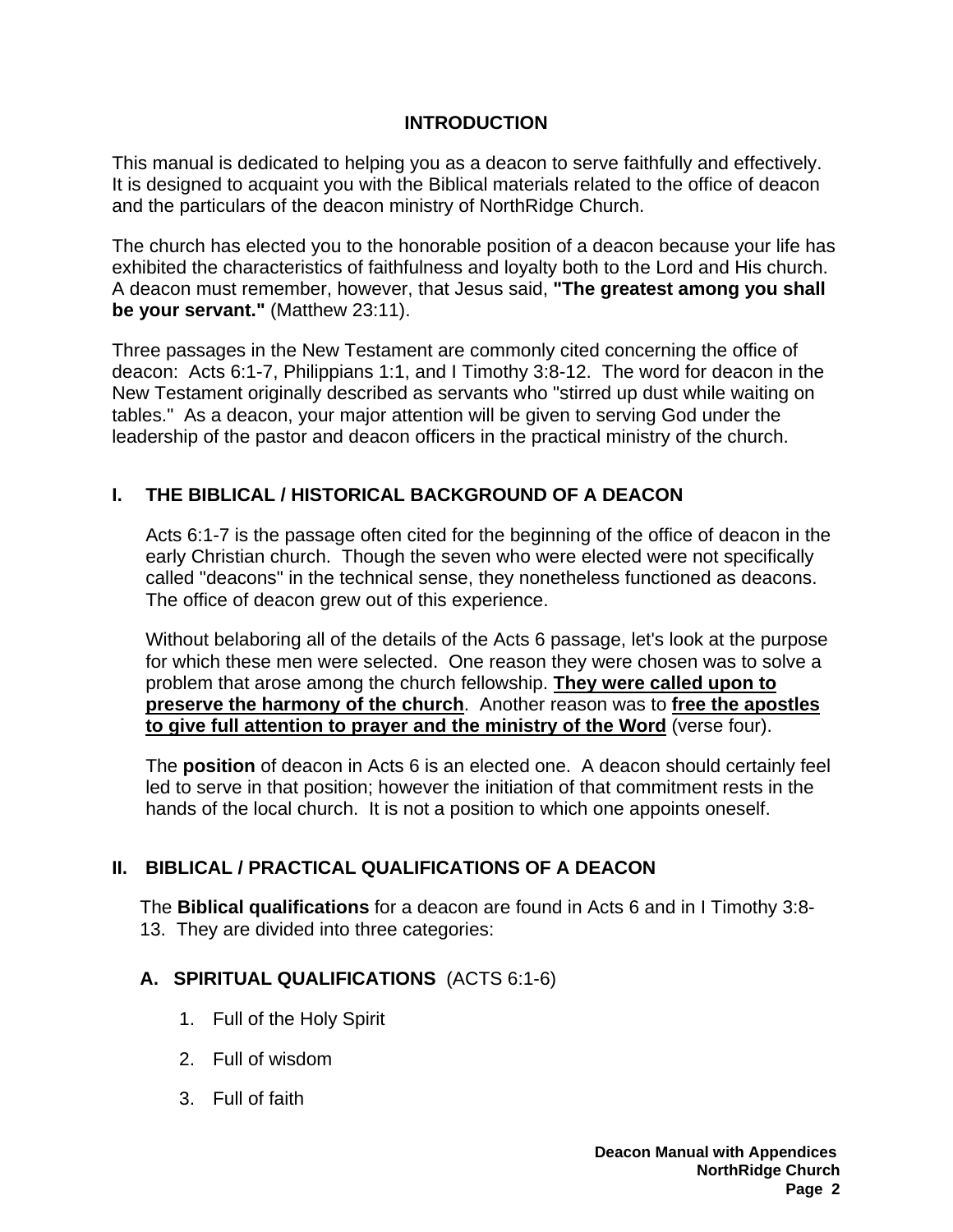## INTRODUCTION

This manual is dedicated to helping you as a deacon to serve faithfully and effectively. It is designed to acquaint you with the Biblical materials related to the office of deacon and the particulars of the deacon ministry of NorthRidge Church.

The church has elected you to the honorable position of a deacon because your life has exhibited the characteristics of faithfulness and loyalty both to the Lord and His church. A deacon must remember, however, that Jesus said, **"The greatest among you shall be your servant."** (Matthew 23:11).

Three passages in the New Testament are commonly cited concerning the office of deacon: Acts 6:1-7, Philippians 1:1, and I Timothy 3:8-12. The word for deacon in the New Testament originally described as servants who "stirred up dust while waiting on tables." As a deacon, your major attention will be given to serving God under the leadership of the pastor and deacon officers in the practical ministry of the church.

## I. THE BIBLICAL / HISTORICAL BACKGROUND OF A DEACON

Acts 6:1-7 is the passage often cited for the beginning of the office of deacon in the early Christian church. Though the seven who were elected were not specifically called "deacons" in the technical sense, they nonetheless functioned as deacons. The office of deacon grew out of this experience.

Without belaboring all of the details of the Acts 6 passage, let's look at the purpose for which these men were selected. One reason they were chosen was to solve a problem that arose among the church fellowship. **<u>They were called upon to preserve the harmony of the church</u>**. Another reason was to **<u>free the apostles to give full attention to prayer and the ministry of the Word</u>** (verse four).

The **position** of deacon in Acts 6 is an elected one. A deacon should certainly feel led to serve in that position; however the initiation of that commitment rests in the hands of the local church. It is not a position to which one appoints oneself.

## II. BIBLICAL / PRACTICAL QUALIFICATIONS OF A DEACON

The **Biblical qualifications** for a deacon are found in Acts 6 and in I Timothy 3:8-13. They are divided into three categories:

### A. SPIRITUAL QUALIFICATIONS (ACTS 6:1-6)

1. Full of the Holy Spirit
2. Full of wisdom
3. Full of faith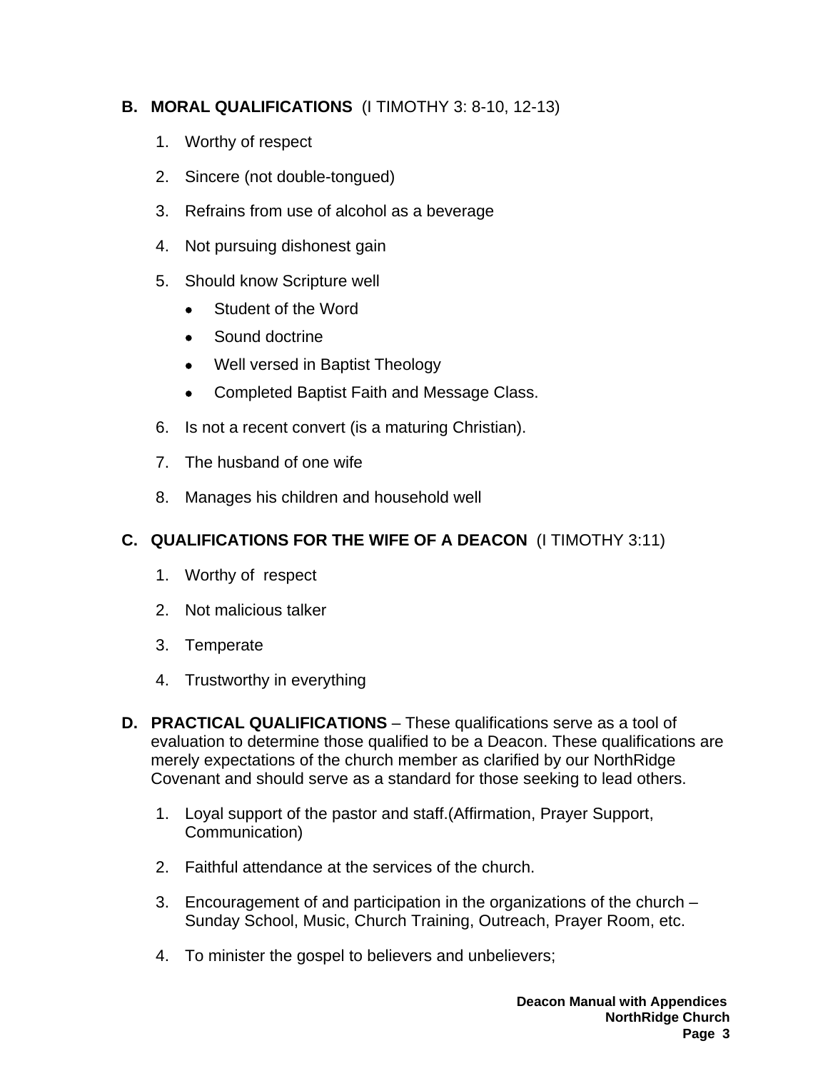## B. MORAL QUALIFICATIONS (I TIMOTHY 3: 8-10, 12-13)

1. Worthy of respect
2. Sincere (not double-tongued)
3. Refrains from use of alcohol as a beverage
4. Not pursuing dishonest gain
5. Should know Scripture well
   - Student of the Word
   - Sound doctrine
   - Well versed in Baptist Theology
   - Completed Baptist Faith and Message Class.
6. Is not a recent convert (is a maturing Christian).
7. The husband of one wife
8. Manages his children and household well

## C. QUALIFICATIONS FOR THE WIFE OF A DEACON (I TIMOTHY 3:11)

1. Worthy of respect
2. Not malicious talker
3. Temperate
4. Trustworthy in everything

## D. PRACTICAL QUALIFICATIONS – These qualifications serve as a tool of evaluation to determine those qualified to be a Deacon. These qualifications are merely expectations of the church member as clarified by our NorthRidge Covenant and should serve as a standard for those seeking to lead others.

1. Loyal support of the pastor and staff.(Affirmation, Prayer Support, Communication)
2. Faithful attendance at the services of the church.
3. Encouragement of and participation in the organizations of the church – Sunday School, Music, Church Training, Outreach, Prayer Room, etc.
4. To minister the gospel to believers and unbelievers;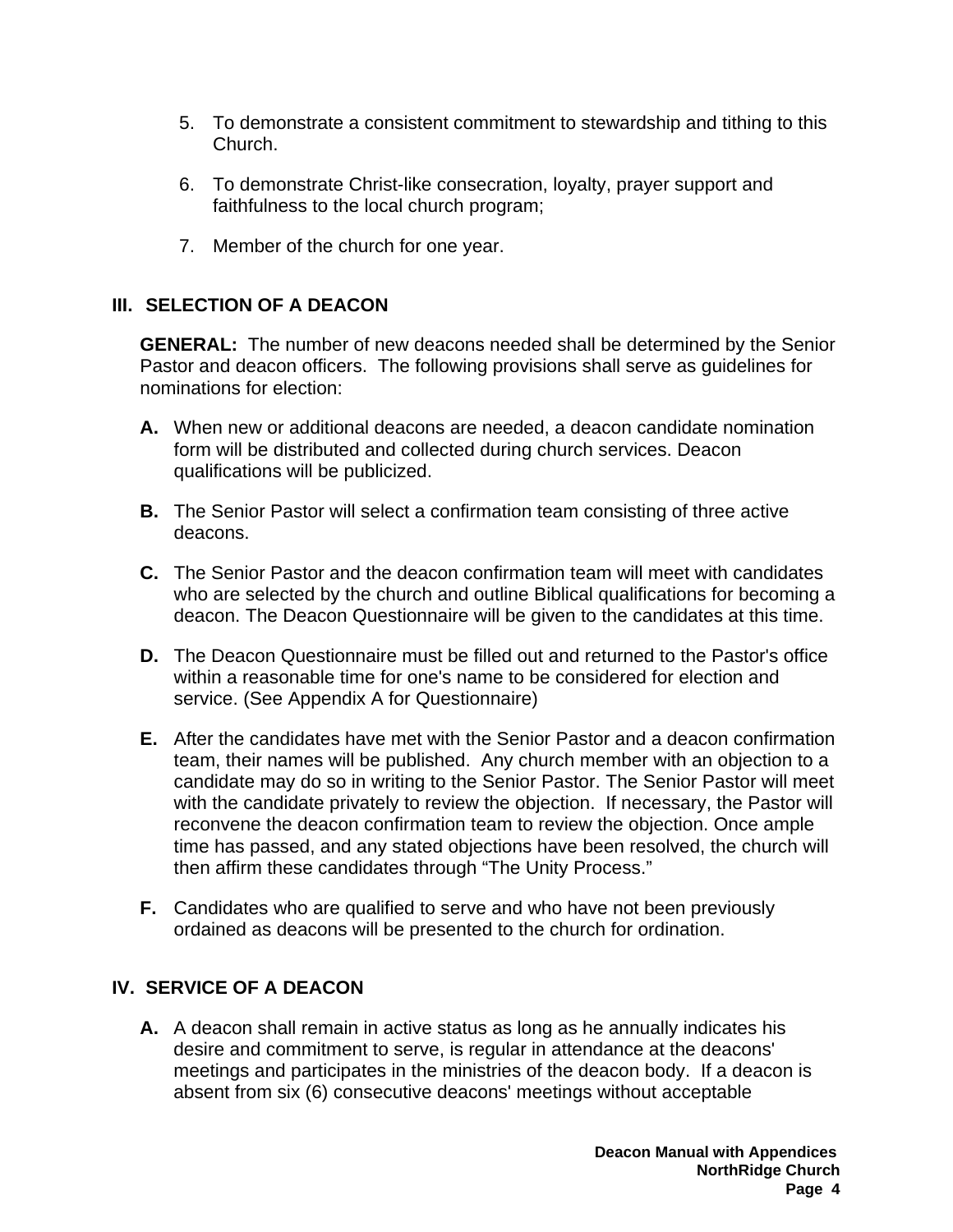5. To demonstrate a consistent commitment to stewardship and tithing to this Church.

6. To demonstrate Christ-like consecration, loyalty, prayer support and faithfulness to the local church program;

7. Member of the church for one year.

## III. SELECTION OF A DEACON

**GENERAL:** The number of new deacons needed shall be determined by the Senior Pastor and deacon officers. The following provisions shall serve as guidelines for nominations for election:

**A.** When new or additional deacons are needed, a deacon candidate nomination form will be distributed and collected during church services. Deacon qualifications will be publicized.

**B.** The Senior Pastor will select a confirmation team consisting of three active deacons.

**C.** The Senior Pastor and the deacon confirmation team will meet with candidates who are selected by the church and outline Biblical qualifications for becoming a deacon. The Deacon Questionnaire will be given to the candidates at this time.

**D.** The Deacon Questionnaire must be filled out and returned to the Pastor's office within a reasonable time for one's name to be considered for election and service. (See Appendix A for Questionnaire)

**E.** After the candidates have met with the Senior Pastor and a deacon confirmation team, their names will be published. Any church member with an objection to a candidate may do so in writing to the Senior Pastor. The Senior Pastor will meet with the candidate privately to review the objection. If necessary, the Pastor will reconvene the deacon confirmation team to review the objection. Once ample time has passed, and any stated objections have been resolved, the church will then affirm these candidates through "The Unity Process."

**F.** Candidates who are qualified to serve and who have not been previously ordained as deacons will be presented to the church for ordination.

## IV. SERVICE OF A DEACON

**A.** A deacon shall remain in active status as long as he annually indicates his desire and commitment to serve, is regular in attendance at the deacons' meetings and participates in the ministries of the deacon body. If a deacon is absent from six (6) consecutive deacons' meetings without acceptable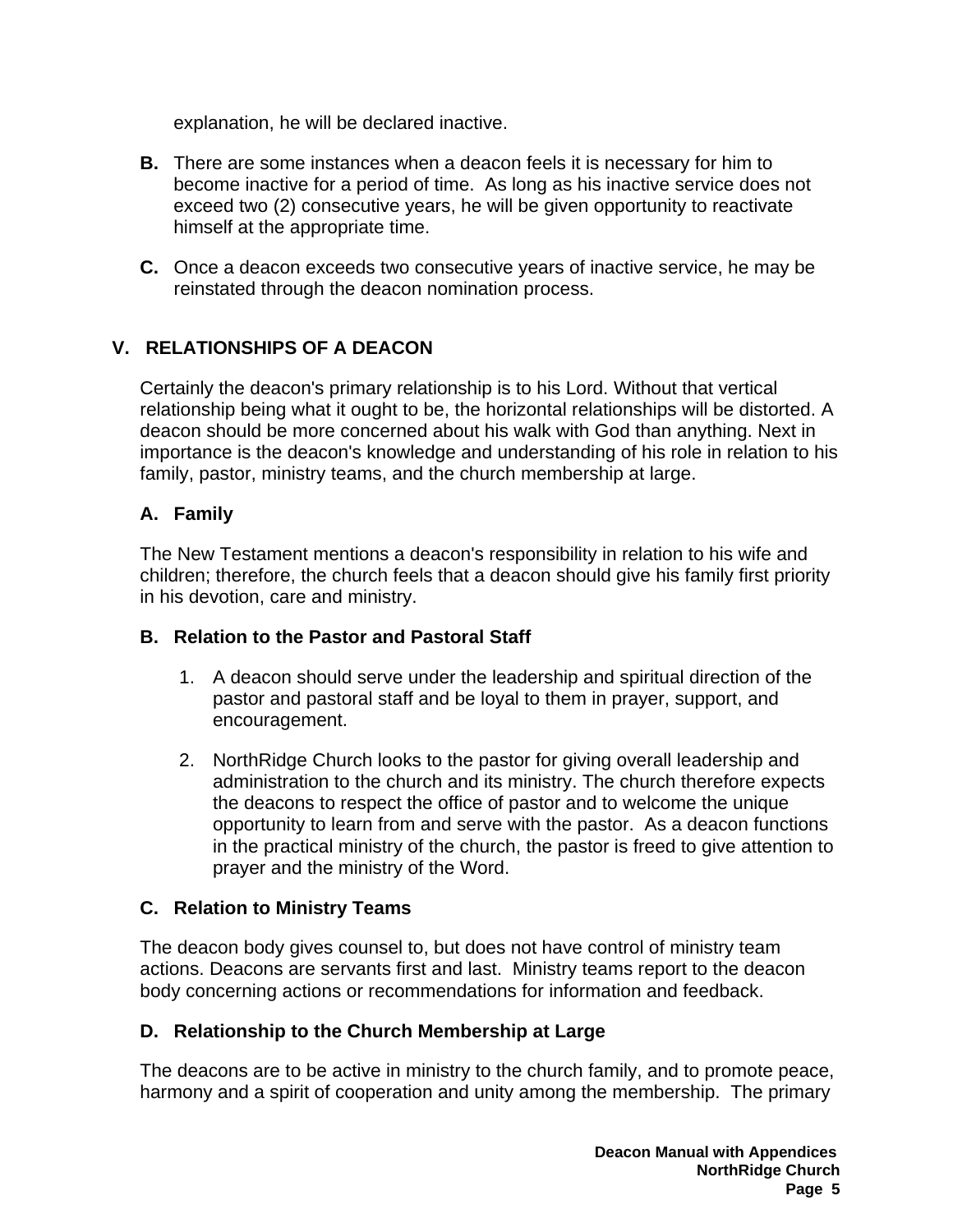explanation, he will be declared inactive.

**B.** There are some instances when a deacon feels it is necessary for him to become inactive for a period of time. As long as his inactive service does not exceed two (2) consecutive years, he will be given opportunity to reactivate himself at the appropriate time.

**C.** Once a deacon exceeds two consecutive years of inactive service, he may be reinstated through the deacon nomination process.

## V. RELATIONSHIPS OF A DEACON

Certainly the deacon's primary relationship is to his Lord. Without that vertical relationship being what it ought to be, the horizontal relationships will be distorted. A deacon should be more concerned about his walk with God than anything. Next in importance is the deacon's knowledge and understanding of his role in relation to his family, pastor, ministry teams, and the church membership at large.

### A. Family

The New Testament mentions a deacon's responsibility in relation to his wife and children; therefore, the church feels that a deacon should give his family first priority in his devotion, care and ministry.

### B. Relation to the Pastor and Pastoral Staff

1. A deacon should serve under the leadership and spiritual direction of the pastor and pastoral staff and be loyal to them in prayer, support, and encouragement.
2. NorthRidge Church looks to the pastor for giving overall leadership and administration to the church and its ministry. The church therefore expects the deacons to respect the office of pastor and to welcome the unique opportunity to learn from and serve with the pastor. As a deacon functions in the practical ministry of the church, the pastor is freed to give attention to prayer and the ministry of the Word.

### C. Relation to Ministry Teams

The deacon body gives counsel to, but does not have control of ministry team actions. Deacons are servants first and last. Ministry teams report to the deacon body concerning actions or recommendations for information and feedback.

### D. Relationship to the Church Membership at Large

The deacons are to be active in ministry to the church family, and to promote peace, harmony and a spirit of cooperation and unity among the membership. The primary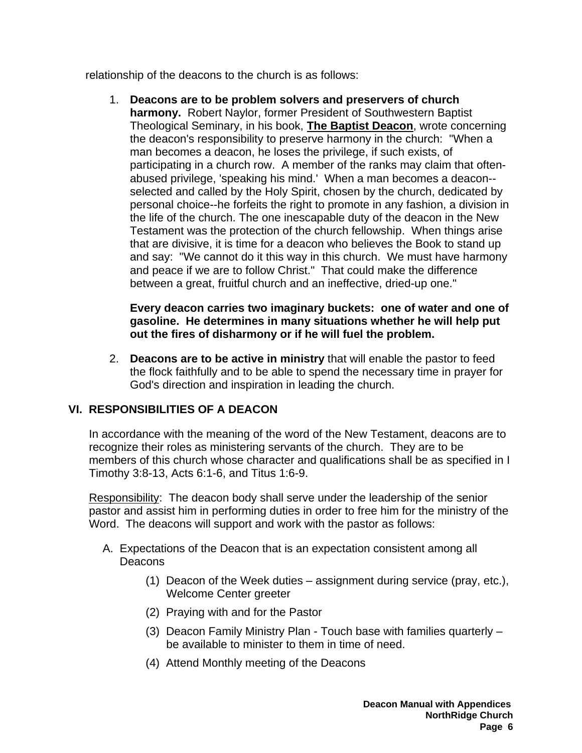relationship of the deacons to the church is as follows:

1. **Deacons are to be problem solvers and preservers of church harmony.** Robert Naylor, former President of Southwestern Baptist Theological Seminary, in his book, **The Baptist Deacon**, wrote concerning the deacon's responsibility to preserve harmony in the church: "When a man becomes a deacon, he loses the privilege, if such exists, of participating in a church row. A member of the ranks may claim that often-abused privilege, 'speaking his mind.' When a man becomes a deacon--selected and called by the Holy Spirit, chosen by the church, dedicated by personal choice--he forfeits the right to promote in any fashion, a division in the life of the church. The one inescapable duty of the deacon in the New Testament was the protection of the church fellowship. When things arise that are divisive, it is time for a deacon who believes the Book to stand up and say: "We cannot do it this way in this church. We must have harmony and peace if we are to follow Christ." That could make the difference between a great, fruitful church and an ineffective, dried-up one."

   **Every deacon carries two imaginary buckets: one of water and one of gasoline. He determines in many situations whether he will help put out the fires of disharmony or if he will fuel the problem.**

2. **Deacons are to be active in ministry** that will enable the pastor to feed the flock faithfully and to be able to spend the necessary time in prayer for God's direction and inspiration in leading the church.

## VI. RESPONSIBILITIES OF A DEACON

In accordance with the meaning of the word of the New Testament, deacons are to recognize their roles as ministering servants of the church. They are to be members of this church whose character and qualifications shall be as specified in I Timothy 3:8-13, Acts 6:1-6, and Titus 1:6-9.

Responsibility: The deacon body shall serve under the leadership of the senior pastor and assist him in performing duties in order to free him for the ministry of the Word. The deacons will support and work with the pastor as follows:

A. Expectations of the Deacon that is an expectation consistent among all Deacons

   (1) Deacon of the Week duties – assignment during service (pray, etc.), Welcome Center greeter

   (2) Praying with and for the Pastor

   (3) Deacon Family Ministry Plan - Touch base with families quarterly – be available to minister to them in time of need.

   (4) Attend Monthly meeting of the Deacons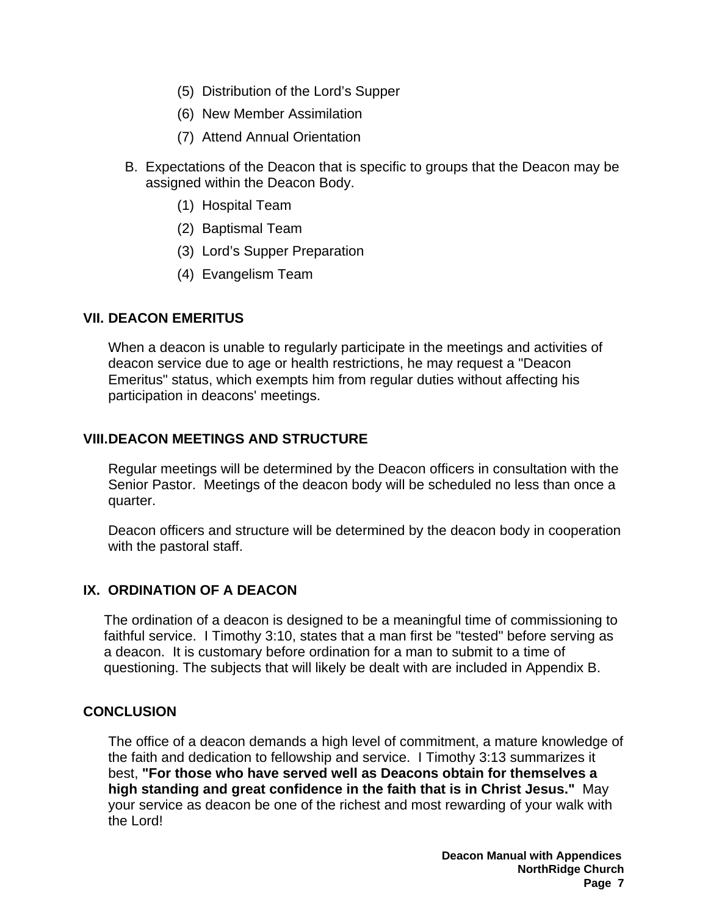(5) Distribution of the Lord's Supper

(6) New Member Assimilation

(7) Attend Annual Orientation

B. Expectations of the Deacon that is specific to groups that the Deacon may be assigned within the Deacon Body.

(1) Hospital Team

(2) Baptismal Team

(3) Lord's Supper Preparation

(4) Evangelism Team

## VII. DEACON EMERITUS

When a deacon is unable to regularly participate in the meetings and activities of deacon service due to age or health restrictions, he may request a "Deacon Emeritus" status, which exempts him from regular duties without affecting his participation in deacons' meetings.

## VIII. DEACON MEETINGS AND STRUCTURE

Regular meetings will be determined by the Deacon officers in consultation with the Senior Pastor. Meetings of the deacon body will be scheduled no less than once a quarter.

Deacon officers and structure will be determined by the deacon body in cooperation with the pastoral staff.

## IX. ORDINATION OF A DEACON

The ordination of a deacon is designed to be a meaningful time of commissioning to faithful service. I Timothy 3:10, states that a man first be "tested" before serving as a deacon. It is customary before ordination for a man to submit to a time of questioning. The subjects that will likely be dealt with are included in Appendix B.

## CONCLUSION

The office of a deacon demands a high level of commitment, a mature knowledge of the faith and dedication to fellowship and service. I Timothy 3:13 summarizes it best, **"For those who have served well as Deacons obtain for themselves a high standing and great confidence in the faith that is in Christ Jesus."** May your service as deacon be one of the richest and most rewarding of your walk with the Lord!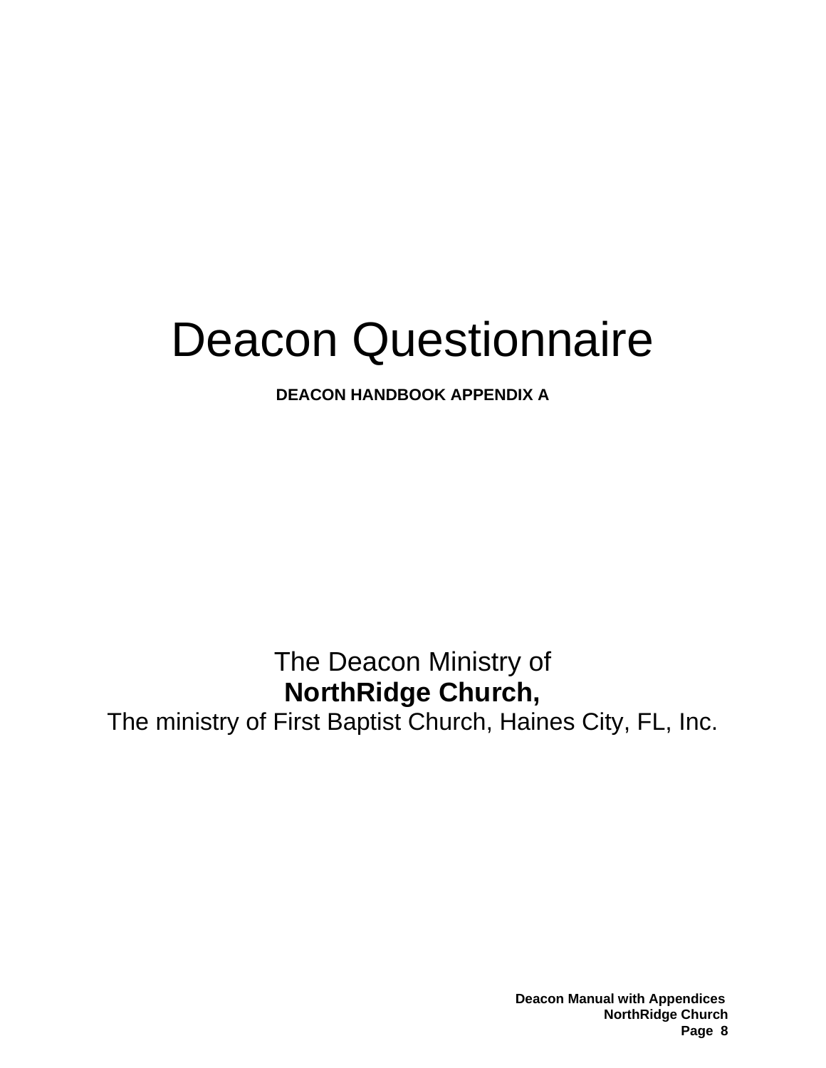# Deacon Questionnaire

**DEACON HANDBOOK APPENDIX A**

The Deacon Ministry of

**NorthRidge Church,**

The ministry of First Baptist Church, Haines City, FL, Inc.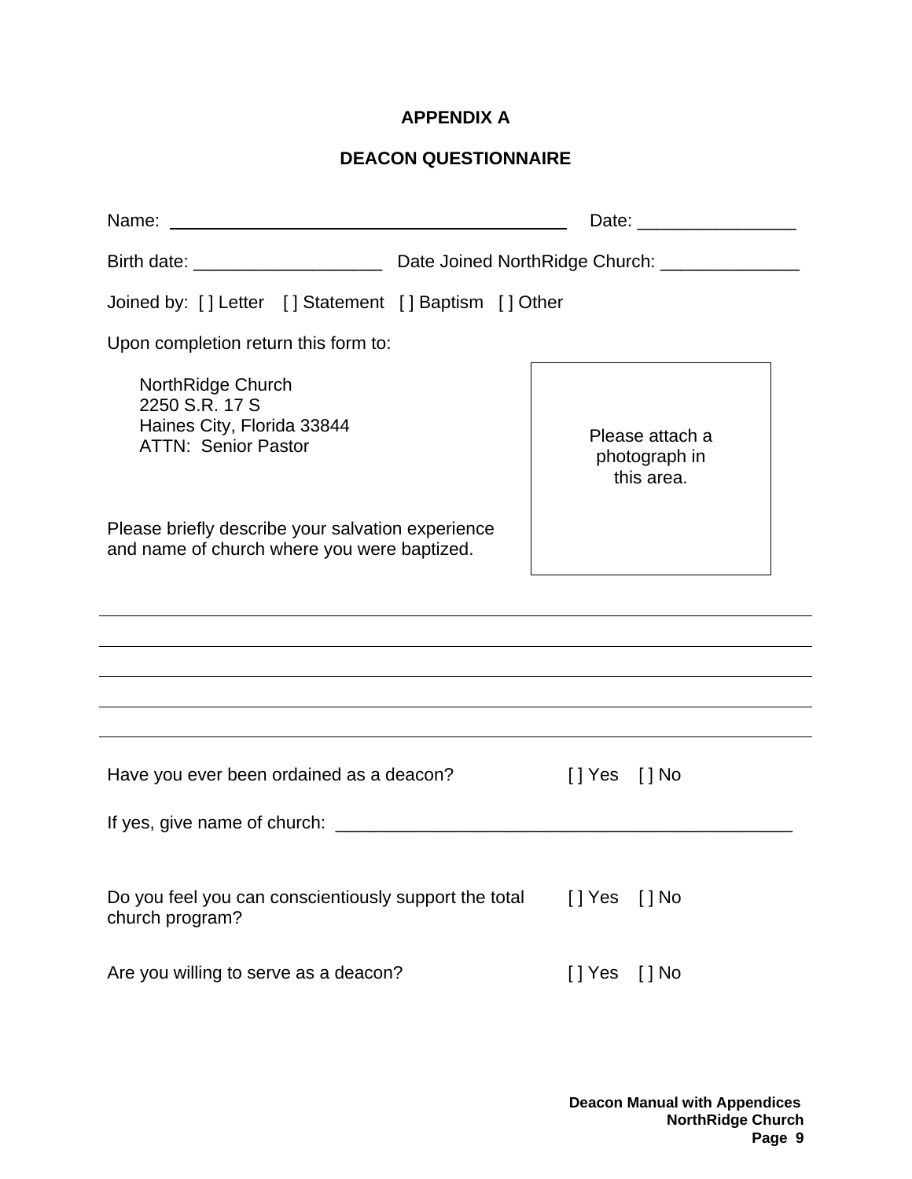# APPENDIX A

## DEACON QUESTIONNAIRE

Name: ____________________________________________ Date: ________________

Birth date: ___________________ Date Joined NorthRidge Church: ______________

Joined by: [ ] Letter [ ] Statement [ ] Baptism [ ] Other

Upon completion return this form to:

NorthRidge Church
2250 S.R. 17 S
Haines City, Florida 33844
ATTN: Senior Pastor

Please attach a photograph in this area.

Please briefly describe your salvation experience and name of church where you were baptized.

______________________________________________________________________________

______________________________________________________________________________

______________________________________________________________________________

______________________________________________________________________________

______________________________________________________________________________

Have you ever been ordained as a deacon? [ ] Yes [ ] No

If yes, give name of church: _______________________________________________

Do you feel you can conscientiously support the total church program? [ ] Yes [ ] No

Are you willing to serve as a deacon? [ ] Yes [ ] No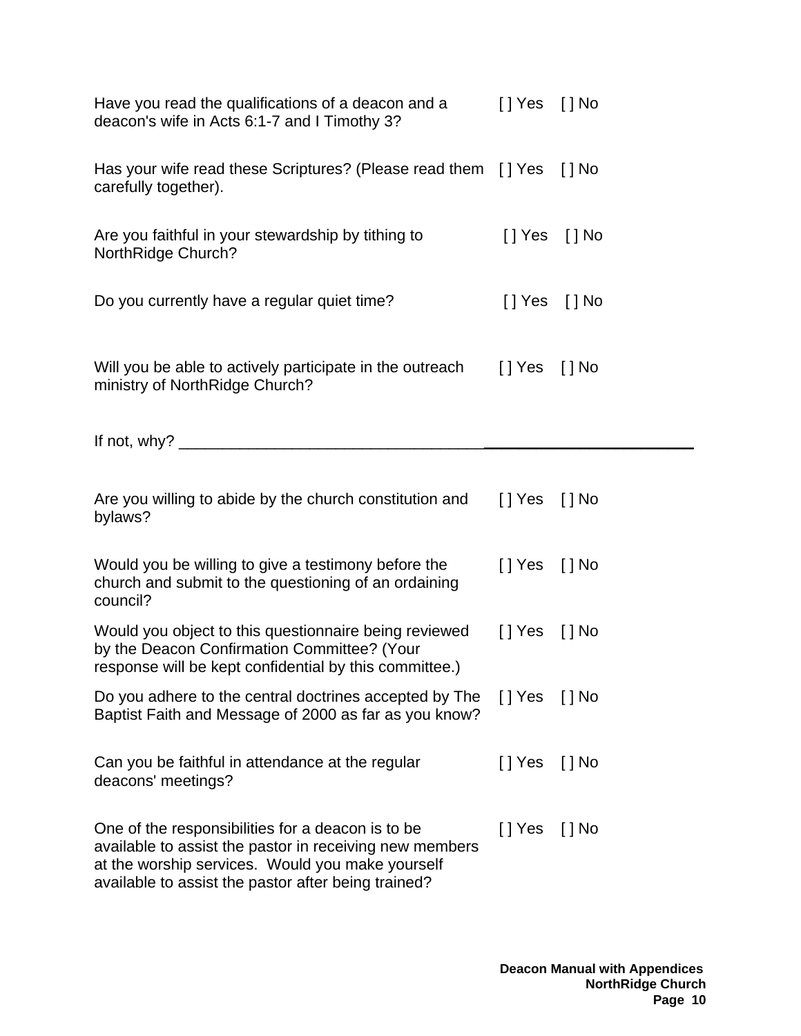Have you read the qualifications of a deacon and a deacon's wife in Acts 6:1-7 and I Timothy 3? [ ] Yes [ ] No

Has your wife read these Scriptures? (Please read them carefully together). [ ] Yes [ ] No

Are you faithful in your stewardship by tithing to NorthRidge Church? [ ] Yes [ ] No

Do you currently have a regular quiet time? [ ] Yes [ ] No

Will you be able to actively participate in the outreach ministry of NorthRidge Church? [ ] Yes [ ] No

If not, why? ____________________________________________________________

Are you willing to abide by the church constitution and bylaws? [ ] Yes [ ] No

Would you be willing to give a testimony before the church and submit to the questioning of an ordaining council? [ ] Yes [ ] No

Would you object to this questionnaire being reviewed by the Deacon Confirmation Committee? (Your response will be kept confidential by this committee.) [ ] Yes [ ] No

Do you adhere to the central doctrines accepted by The Baptist Faith and Message of 2000 as far as you know? [ ] Yes [ ] No

Can you be faithful in attendance at the regular deacons' meetings? [ ] Yes [ ] No

One of the responsibilities for a deacon is to be available to assist the pastor in receiving new members at the worship services. Would you make yourself available to assist the pastor after being trained? [ ] Yes [ ] No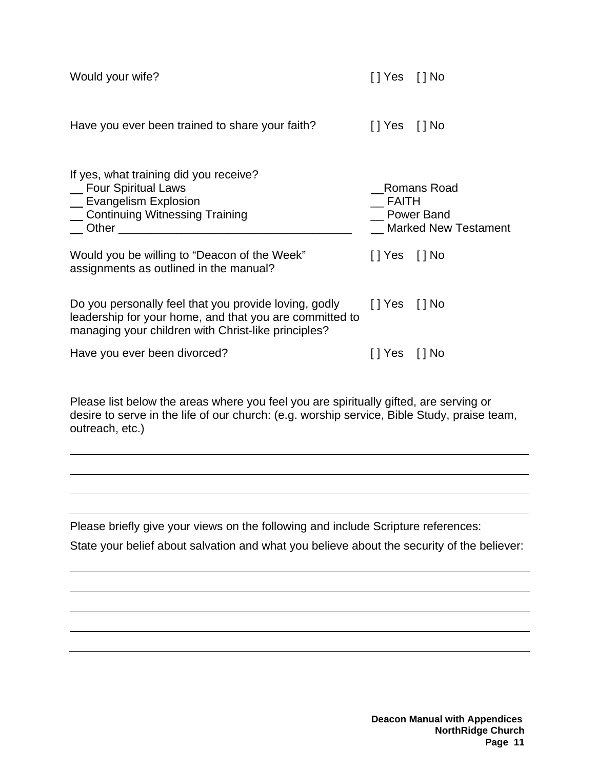Would your wife? [ ] Yes [ ] No

Have you ever been trained to share your faith? [ ] Yes [ ] No

If yes, what training did you receive?

__ Four Spiritual Laws
__ Evangelism Explosion
__ Continuing Witnessing Training
__ Other ____________________________________
__Romans Road
__ FAITH
__ Power Band
__ Marked New Testament

Would you be willing to "Deacon of the Week" assignments as outlined in the manual? [ ] Yes [ ] No

Do you personally feel that you provide loving, godly leadership for your home, and that you are committed to managing your children with Christ-like principles? [ ] Yes [ ] No

Have you ever been divorced? [ ] Yes [ ] No

Please list below the areas where you feel you are spiritually gifted, are serving or desire to serve in the life of our church: (e.g. worship service, Bible Study, praise team, outreach, etc.)

________________________________________________________________________

________________________________________________________________________

________________________________________________________________________

________________________________________________________________________

Please briefly give your views on the following and include Scripture references:

State your belief about salvation and what you believe about the security of the believer:

________________________________________________________________________

________________________________________________________________________

________________________________________________________________________

________________________________________________________________________

________________________________________________________________________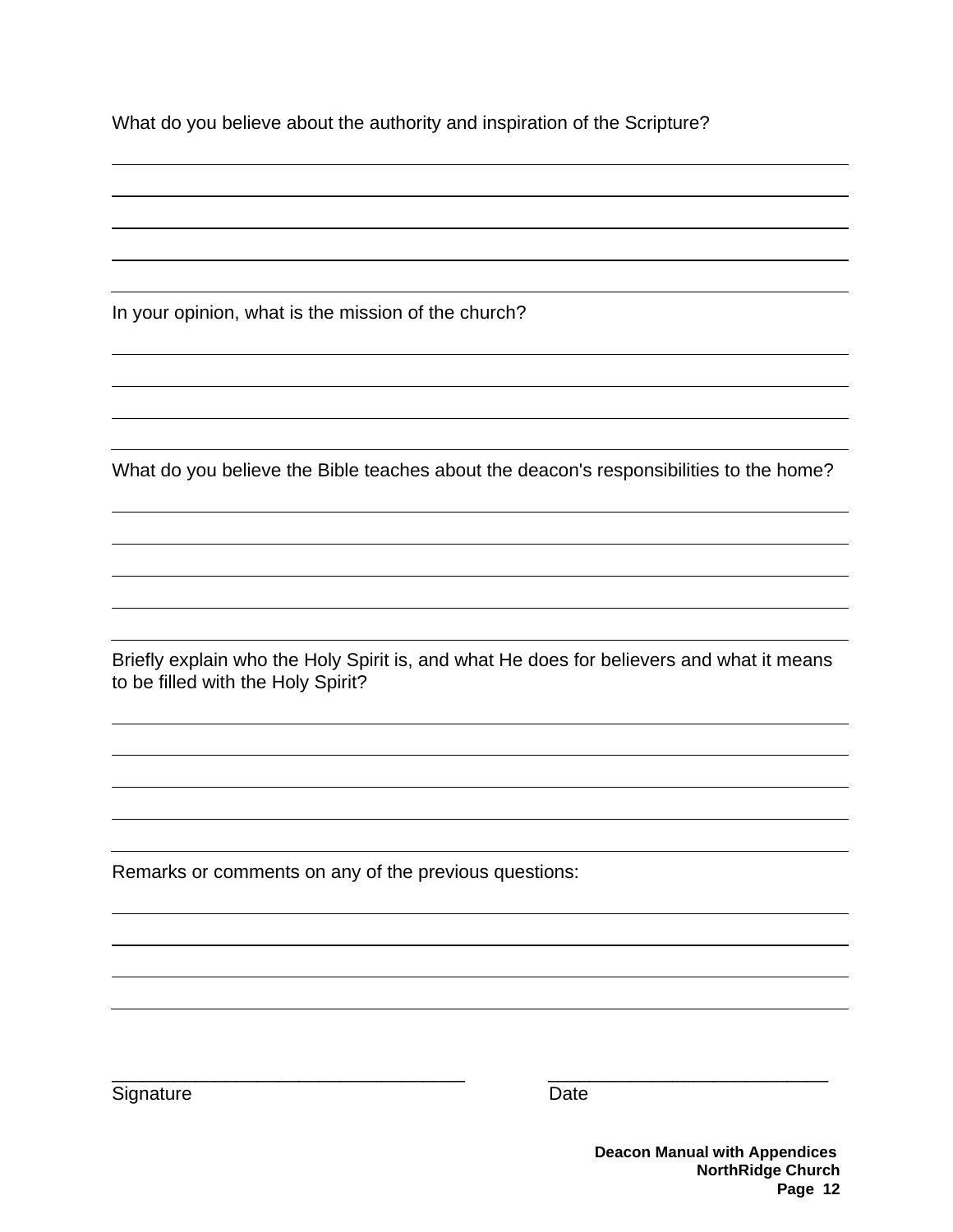What do you believe about the authority and inspiration of the Scripture?

_______________________________________________________________________________

_______________________________________________________________________________

_______________________________________________________________________________

_______________________________________________________________________________

_______________________________________________________________________________

In your opinion, what is the mission of the church?

_______________________________________________________________________________

_______________________________________________________________________________

_______________________________________________________________________________

_______________________________________________________________________________

What do you believe the Bible teaches about the deacon's responsibilities to the home?

_______________________________________________________________________________

_______________________________________________________________________________

_______________________________________________________________________________

_______________________________________________________________________________

_______________________________________________________________________________

Briefly explain who the Holy Spirit is, and what He does for believers and what it means to be filled with the Holy Spirit?

_______________________________________________________________________________

_______________________________________________________________________________

_______________________________________________________________________________

_______________________________________________________________________________

_______________________________________________________________________________

Remarks or comments on any of the previous questions:

_______________________________________________________________________________

_______________________________________________________________________________

_______________________________________________________________________________

_______________________________________________________________________________

__________________________________ ___________________________

Signature Date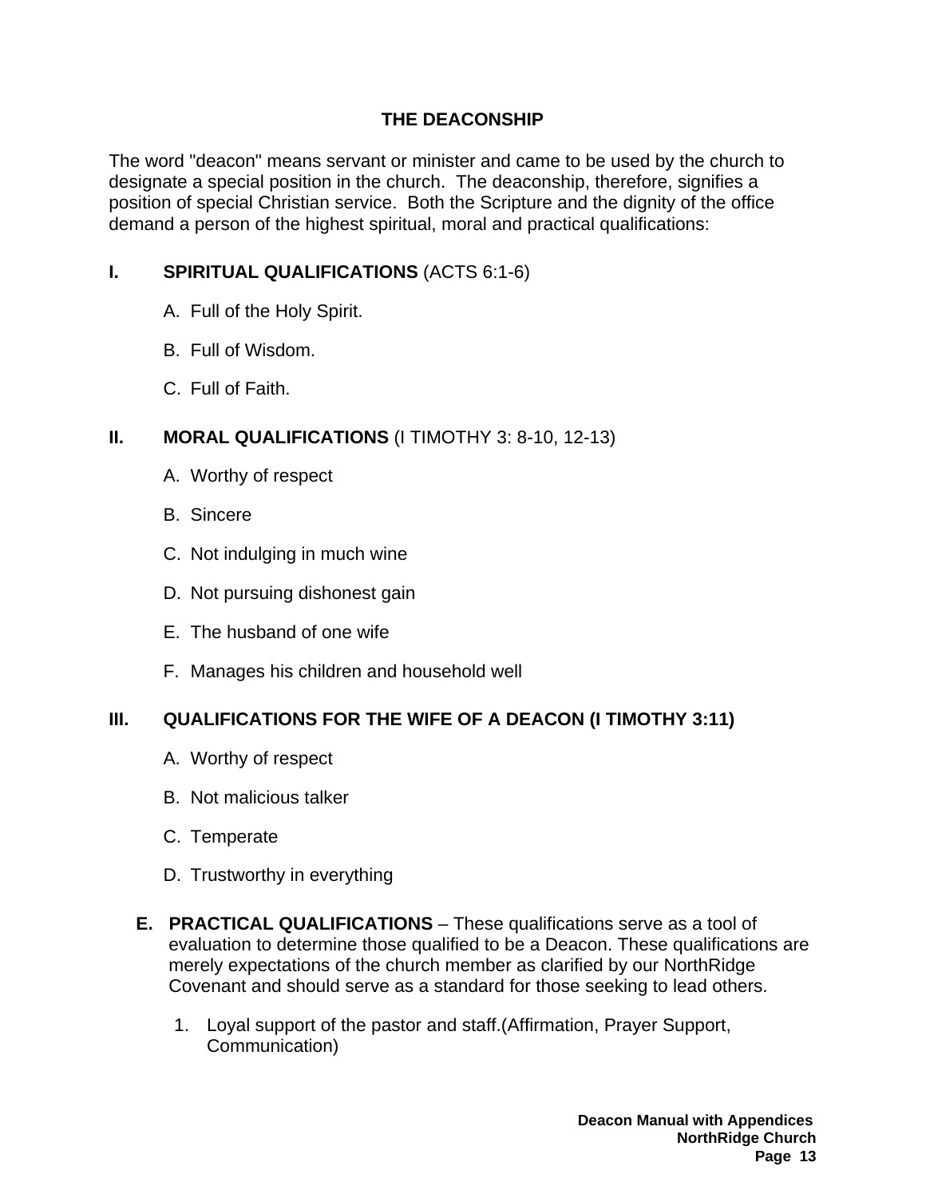## THE DEACONSHIP

The word "deacon" means servant or minister and came to be used by the church to designate a special position in the church. The deaconship, therefore, signifies a position of special Christian service. Both the Scripture and the dignity of the office demand a person of the highest spiritual, moral and practical qualifications:

### I. SPIRITUAL QUALIFICATIONS (ACTS 6:1-6)

A. Full of the Holy Spirit.

B. Full of Wisdom.

C. Full of Faith.

### II. MORAL QUALIFICATIONS (I TIMOTHY 3: 8-10, 12-13)

A. Worthy of respect

B. Sincere

C. Not indulging in much wine

D. Not pursuing dishonest gain

E. The husband of one wife

F. Manages his children and household well

### III. QUALIFICATIONS FOR THE WIFE OF A DEACON (I TIMOTHY 3:11)

A. Worthy of respect

B. Not malicious talker

C. Temperate

D. Trustworthy in everything

**E. PRACTICAL QUALIFICATIONS** – These qualifications serve as a tool of evaluation to determine those qualified to be a Deacon. These qualifications are merely expectations of the church member as clarified by our NorthRidge Covenant and should serve as a standard for those seeking to lead others.

1. Loyal support of the pastor and staff.(Affirmation, Prayer Support, Communication)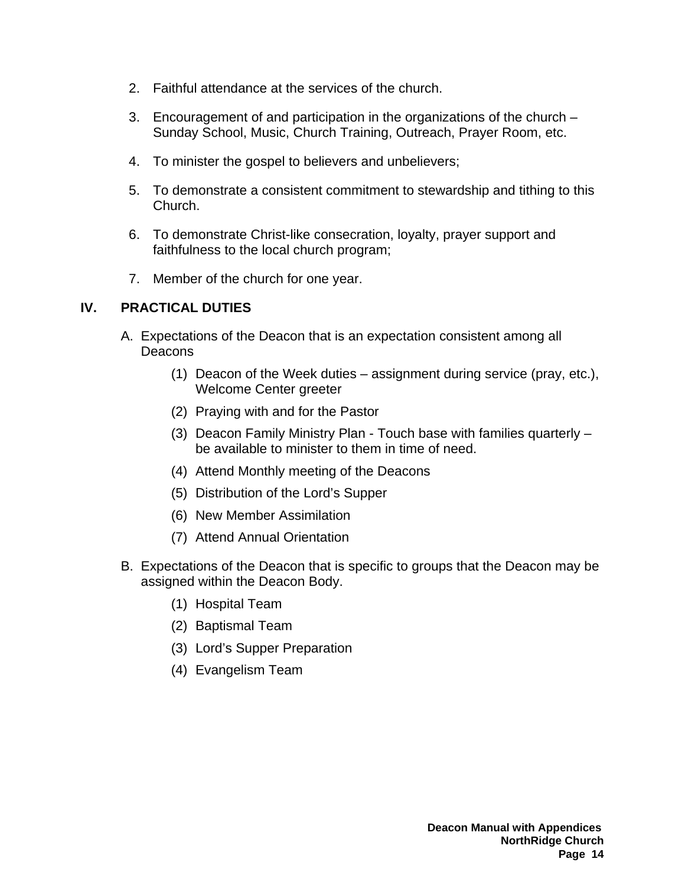2. Faithful attendance at the services of the church.
3. Encouragement of and participation in the organizations of the church – Sunday School, Music, Church Training, Outreach, Prayer Room, etc.
4. To minister the gospel to believers and unbelievers;
5. To demonstrate a consistent commitment to stewardship and tithing to this Church.
6. To demonstrate Christ-like consecration, loyalty, prayer support and faithfulness to the local church program;
7. Member of the church for one year.

## IV. PRACTICAL DUTIES

A. Expectations of the Deacon that is an expectation consistent among all Deacons

- (1) Deacon of the Week duties – assignment during service (pray, etc.), Welcome Center greeter
- (2) Praying with and for the Pastor
- (3) Deacon Family Ministry Plan - Touch base with families quarterly – be available to minister to them in time of need.
- (4) Attend Monthly meeting of the Deacons
- (5) Distribution of the Lord's Supper
- (6) New Member Assimilation
- (7) Attend Annual Orientation

B. Expectations of the Deacon that is specific to groups that the Deacon may be assigned within the Deacon Body.

- (1) Hospital Team
- (2) Baptismal Team
- (3) Lord's Supper Preparation
- (4) Evangelism Team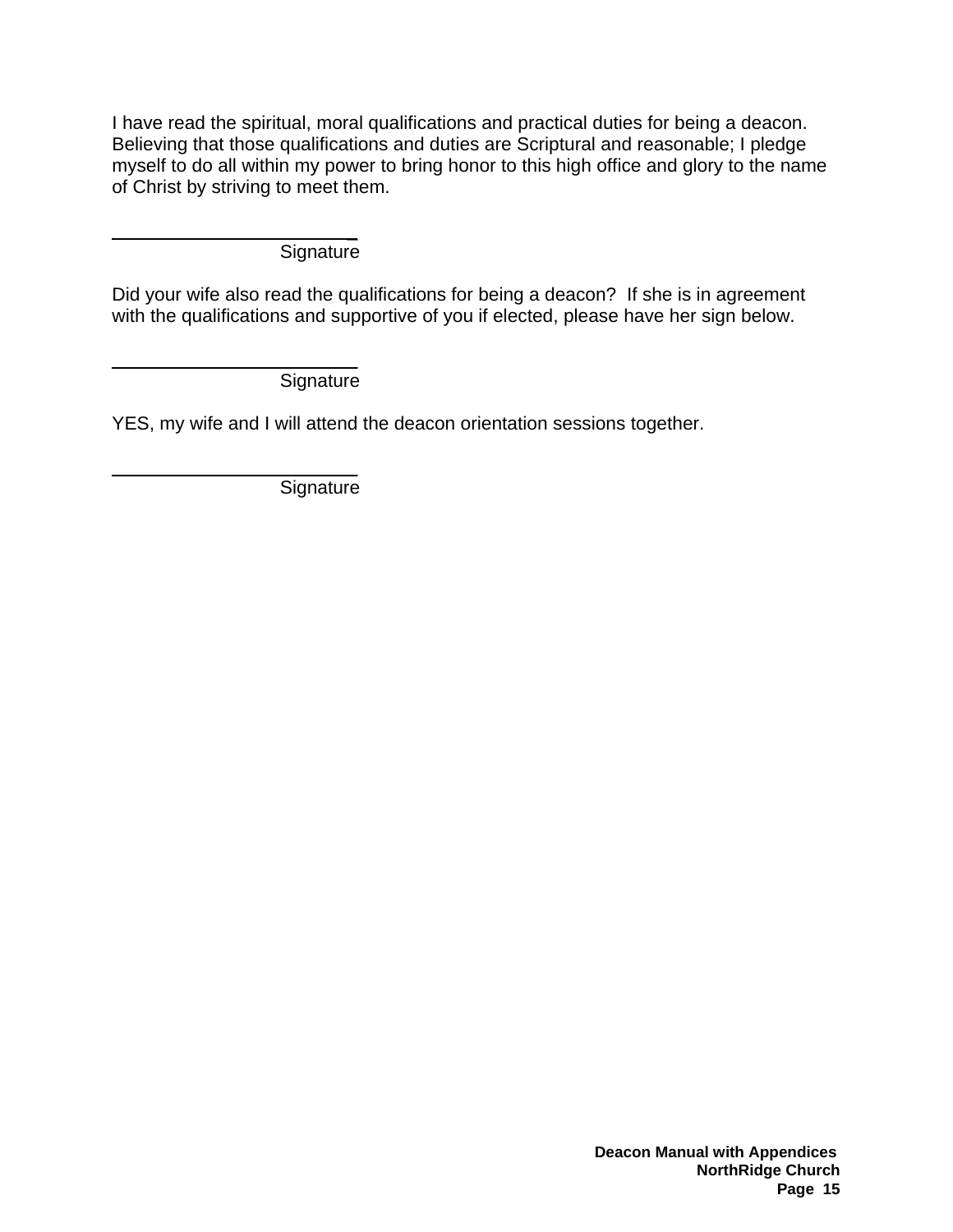I have read the spiritual, moral qualifications and practical duties for being a deacon. Believing that those qualifications and duties are Scriptural and reasonable; I pledge myself to do all within my power to bring honor to this high office and glory to the name of Christ by striving to meet them.

\_\_\_\_\_\_\_\_\_\_\_\_\_\_\_\_\_\_\_\_\_\_\_\_\_\_\_\_

Signature

Did your wife also read the qualifications for being a deacon? If she is in agreement with the qualifications and supportive of you if elected, please have her sign below.

\_\_\_\_\_\_\_\_\_\_\_\_\_\_\_\_\_\_\_\_\_\_\_\_\_\_\_\_

Signature

YES, my wife and I will attend the deacon orientation sessions together.

\_\_\_\_\_\_\_\_\_\_\_\_\_\_\_\_\_\_\_\_\_\_\_\_\_\_\_\_

Signature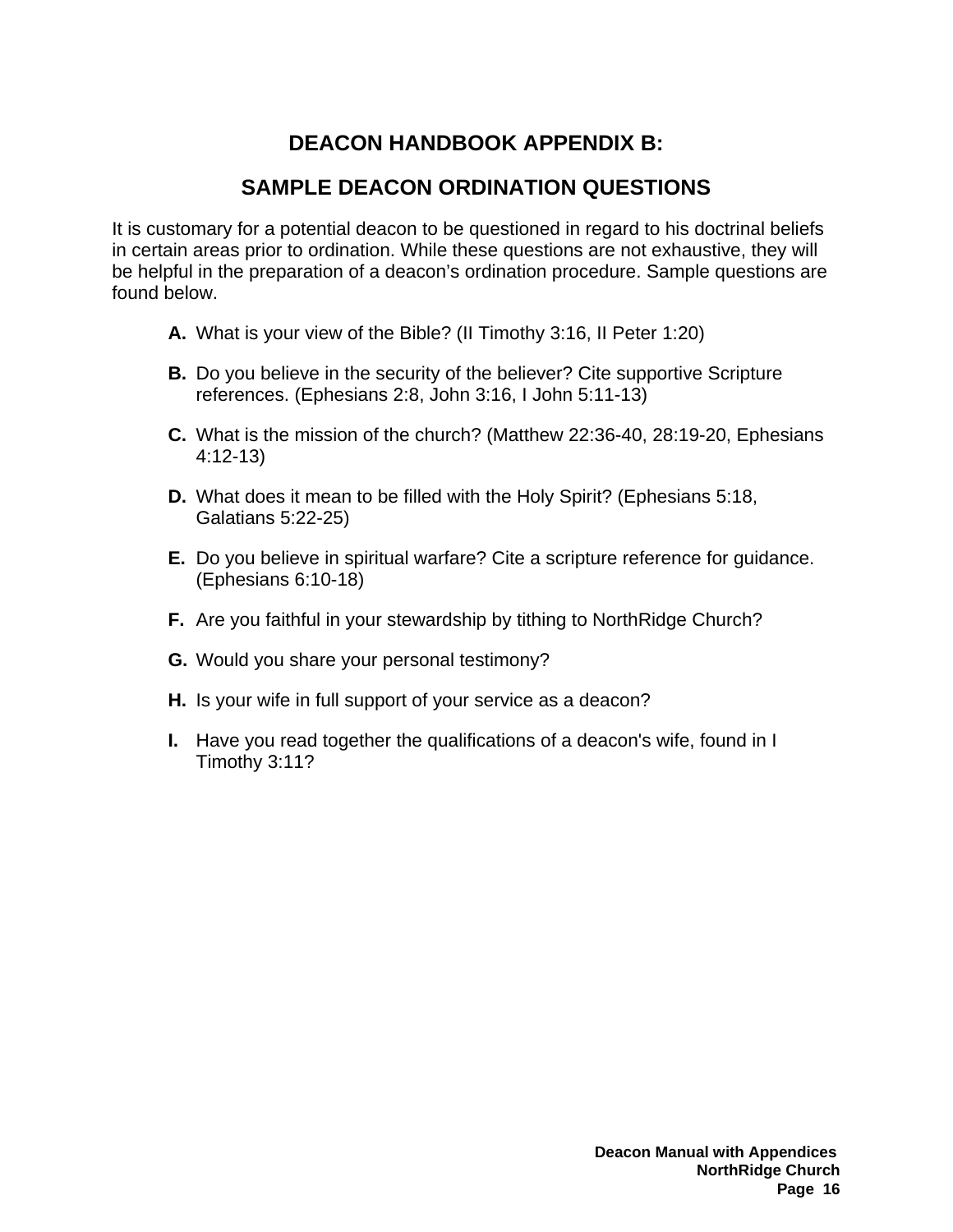# DEACON HANDBOOK APPENDIX B:

# SAMPLE DEACON ORDINATION QUESTIONS

It is customary for a potential deacon to be questioned in regard to his doctrinal beliefs in certain areas prior to ordination. While these questions are not exhaustive, they will be helpful in the preparation of a deacon's ordination procedure. Sample questions are found below.

**A.** What is your view of the Bible? (II Timothy 3:16, II Peter 1:20)

**B.** Do you believe in the security of the believer? Cite supportive Scripture references. (Ephesians 2:8, John 3:16, I John 5:11-13)

**C.** What is the mission of the church? (Matthew 22:36-40, 28:19-20, Ephesians 4:12-13)

**D.** What does it mean to be filled with the Holy Spirit? (Ephesians 5:18, Galatians 5:22-25)

**E.** Do you believe in spiritual warfare? Cite a scripture reference for guidance. (Ephesians 6:10-18)

**F.** Are you faithful in your stewardship by tithing to NorthRidge Church?

**G.** Would you share your personal testimony?

**H.** Is your wife in full support of your service as a deacon?

**I.** Have you read together the qualifications of a deacon's wife, found in I Timothy 3:11?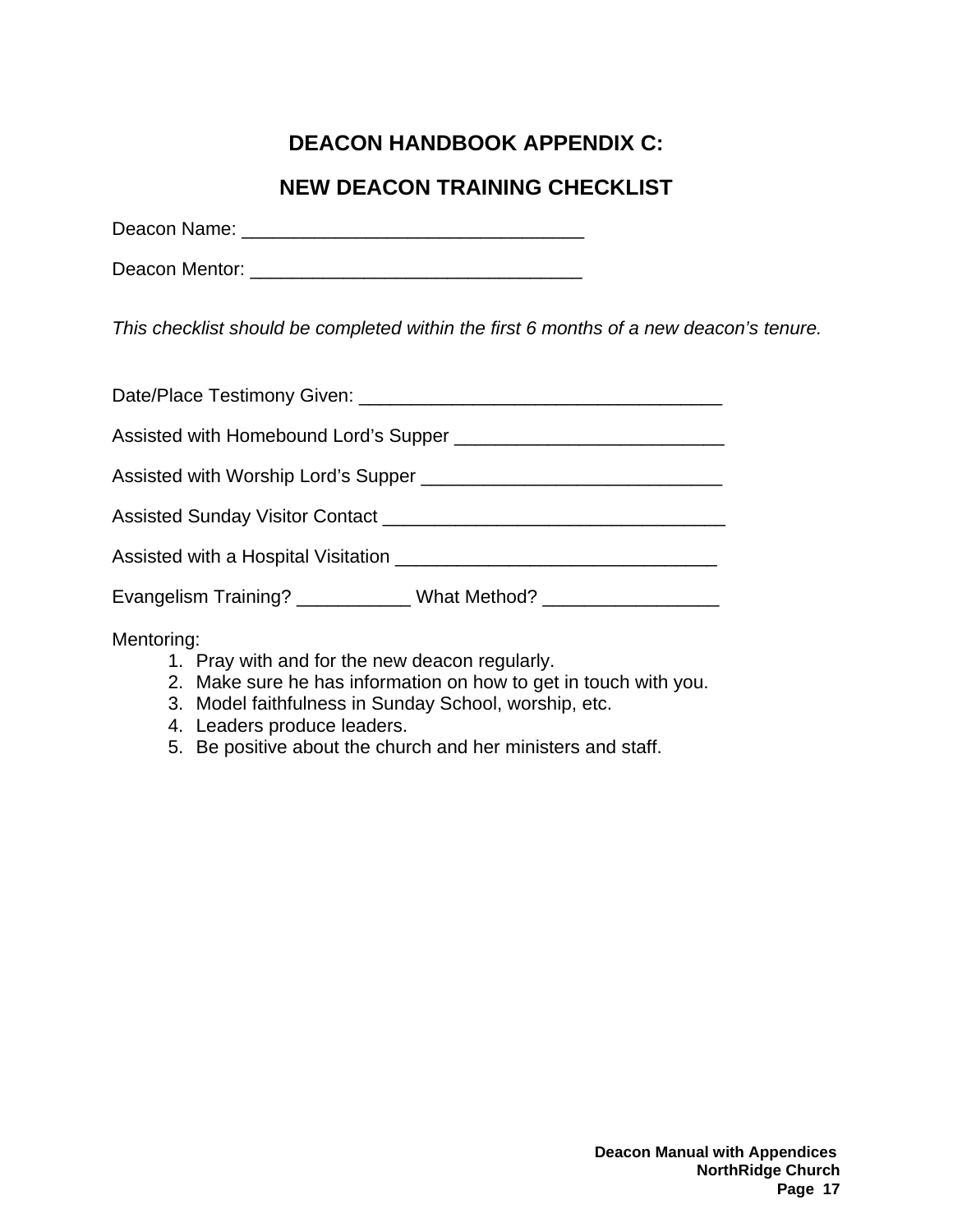## DEACON HANDBOOK APPENDIX C:

## NEW DEACON TRAINING CHECKLIST

Deacon Name: _________________________________

Deacon Mentor: ________________________________

*This checklist should be completed within the first 6 months of a new deacon's tenure.*

Date/Place Testimony Given: ___________________________________

Assisted with Homebound Lord's Supper __________________________

Assisted with Worship Lord's Supper _____________________________

Assisted Sunday Visitor Contact _________________________________

Assisted with a Hospital Visitation _______________________________

Evangelism Training? ___________ What Method? _________________

Mentoring:

1. Pray with and for the new deacon regularly.
2. Make sure he has information on how to get in touch with you.
3. Model faithfulness in Sunday School, worship, etc.
4. Leaders produce leaders.
5. Be positive about the church and her ministers and staff.